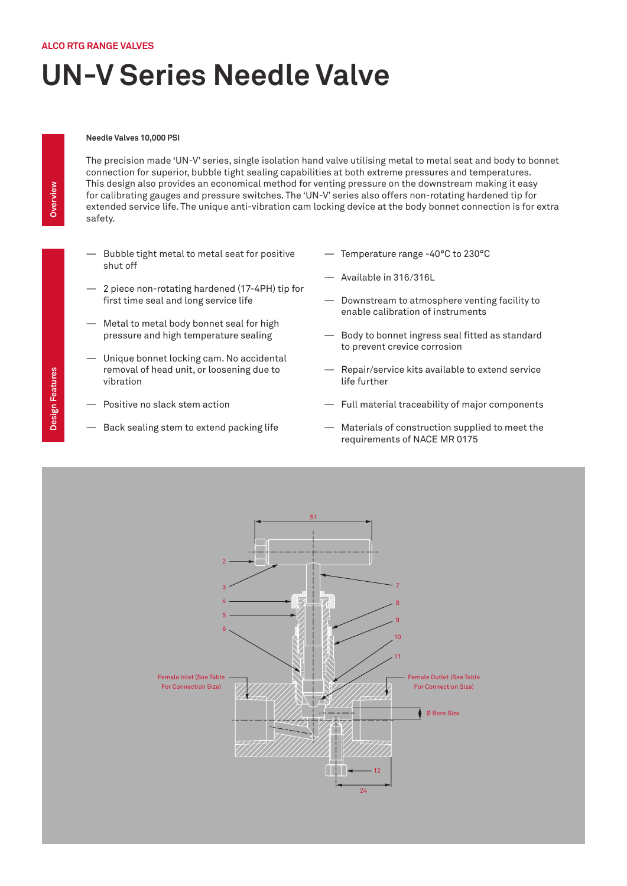ALCO RTG RANGE VALVES

# UN-V Series Needle Valve

## Overview

**Needle Valves 10,000 PSI**

The precision made 'UN-V' series, single isolation hand valve utilising metal to metal seat and body to bonnet connection for superior, bubble tight sealing capabilities at both extreme pressures and temperatures. This design also provides an economical method for venting pressure on the downstream making it easy for calibrating gauges and pressure switches. The 'UN-V' series also offers non-rotating hardened tip for extended service life. The unique anti-vibration cam locking device at the body bonnet connection is for extra safety.

## Design Features

- Bubble tight metal to metal seat for positive shut off
- 2 piece non-rotating hardened (17-4PH) tip for first time seal and long service life
- Metal to metal body bonnet seal for high pressure and high temperature sealing
- Unique bonnet locking cam. No accidental removal of head unit, or loosening due to vibration
- Positive no slack stem action
- Back sealing stem to extend packing life
- Temperature range -40°C to 230°C
- Available in 316/316L
- Downstream to atmosphere venting facility to enable calibration of instruments
- Body to bonnet ingress seal fitted as standard to prevent crevice corrosion
- Repair/service kits available to extend service life further
- Full material traceability of major components
- Materials of construction supplied to meet the requirements of NACE MR 0175

51

2
3
4
5
6
7
8
9
10
11

Female Inlet (See Table For Connection Size)

Female Outlet (See Table For Connection Size)

Ø Bore Size

12

24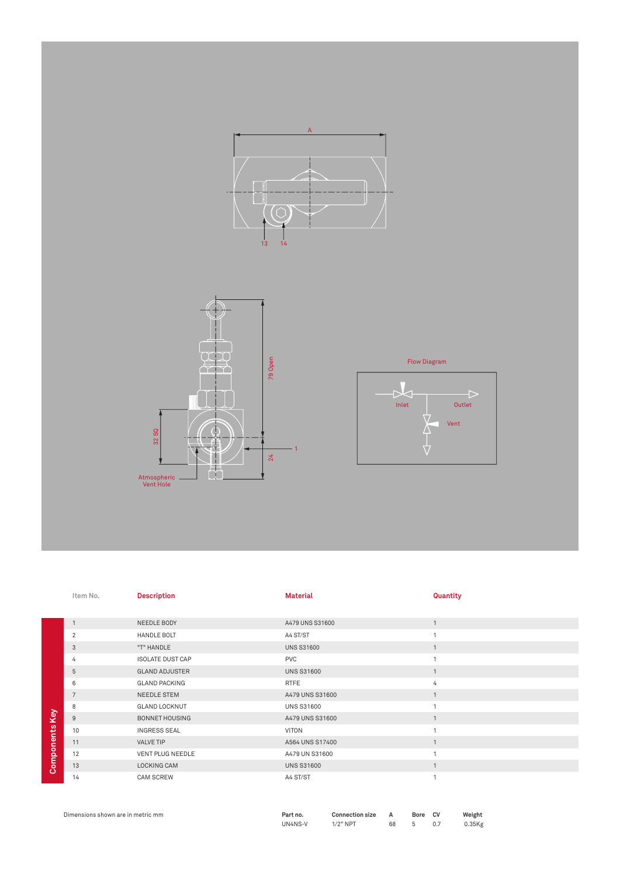## Components Key

| Item No. | Description | Material | Quantity |
|---|---|---|---|
| 1 | NEEDLE BODY | A479 UNS S31600 | 1 |
| 2 | HANDLE BOLT | A4 ST/ST | 1 |
| 3 | "T" HANDLE | UNS S31600 | 1 |
| 4 | ISOLATE DUST CAP | PVC | 1 |
| 5 | GLAND ADJUSTER | UNS S31600 | 1 |
| 6 | GLAND PACKING | RTFE | 4 |
| 7 | NEEDLE STEM | A479 UNS S31600 | 1 |
| 8 | GLAND LOCKNUT | UNS S31600 | 1 |
| 9 | BONNET HOUSING | A479 UNS S31600 | 1 |
| 10 | INGRESS SEAL | VITON | 1 |
| 11 | VALVE TIP | A564 UNS S17400 | 1 |
| 12 | VENT PLUG NEEDLE | A479 UN S31600 | 1 |
| 13 | LOCKING CAM | UNS S31600 | 1 |
| 14 | CAM SCREW | A4 ST/ST | 1 |

Dimensions shown are in metric mm

| Part no. | Connection size | A | Bore | CV | Weight |
|---|---|---|---|---|---|
| UN4NS-V | 1/2" NPT | 68 | 5 | 0.7 | 0.35Kg |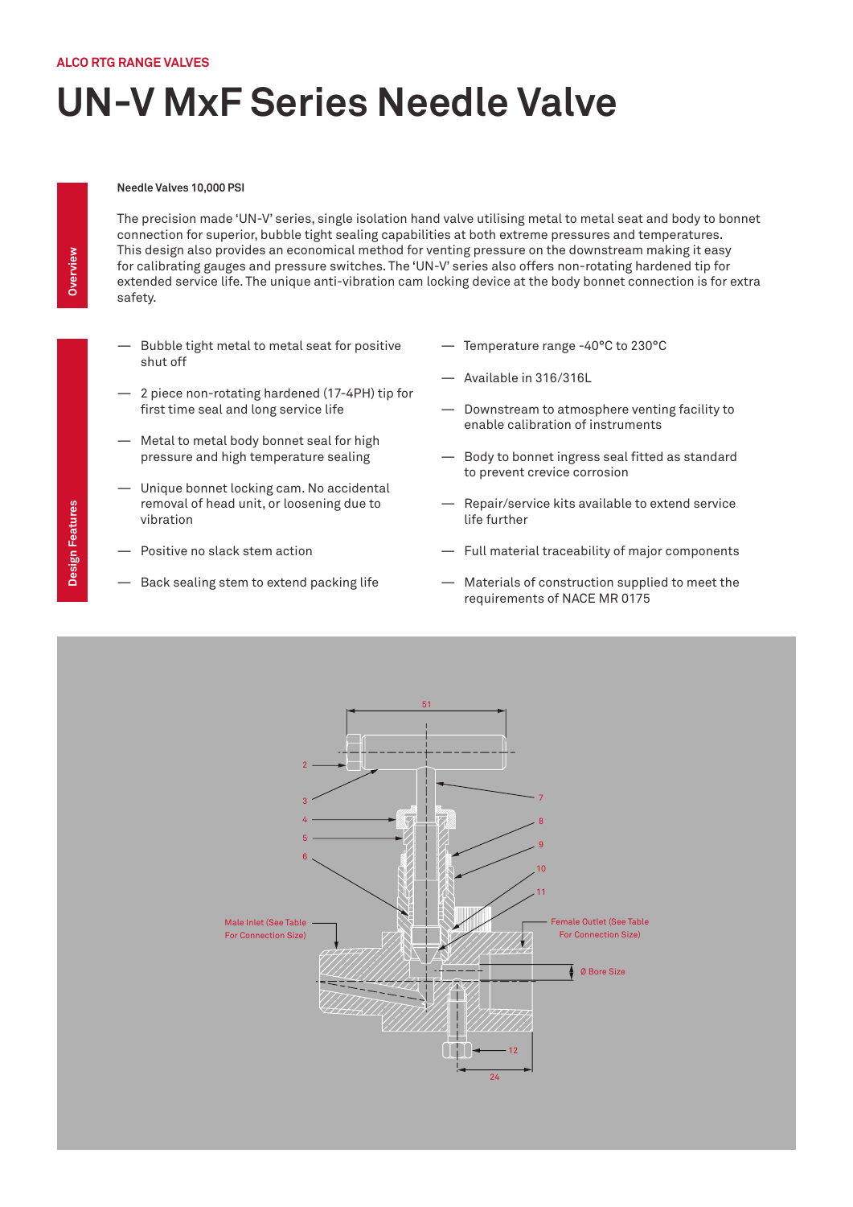ALCO RTG RANGE VALVES

# UN-V MxF Series Needle Valve

## Overview

**Needle Valves 10,000 PSI**

The precision made 'UN-V' series, single isolation hand valve utilising metal to metal seat and body to bonnet connection for superior, bubble tight sealing capabilities at both extreme pressures and temperatures. This design also provides an economical method for venting pressure on the downstream making it easy for calibrating gauges and pressure switches. The 'UN-V' series also offers non-rotating hardened tip for extended service life. The unique anti-vibration cam locking device at the body bonnet connection is for extra safety.

## Design Features

- Bubble tight metal to metal seat for positive shut off
- 2 piece non-rotating hardened (17-4PH) tip for first time seal and long service life
- Metal to metal body bonnet seal for high pressure and high temperature sealing
- Unique bonnet locking cam. No accidental removal of head unit, or loosening due to vibration
- Positive no slack stem action
- Back sealing stem to extend packing life
- Temperature range -40°C to 230°C
- Available in 316/316L
- Downstream to atmosphere venting facility to enable calibration of instruments
- Body to bonnet ingress seal fitted as standard to prevent crevice corrosion
- Repair/service kits available to extend service life further
- Full material traceability of major components
- Materials of construction supplied to meet the requirements of NACE MR 0175

51

2
3
4
5
6
7
8
9
10
11

Male Inlet (See Table For Connection Size)

Female Outlet (See Table For Connection Size)

Ø Bore Size

12

24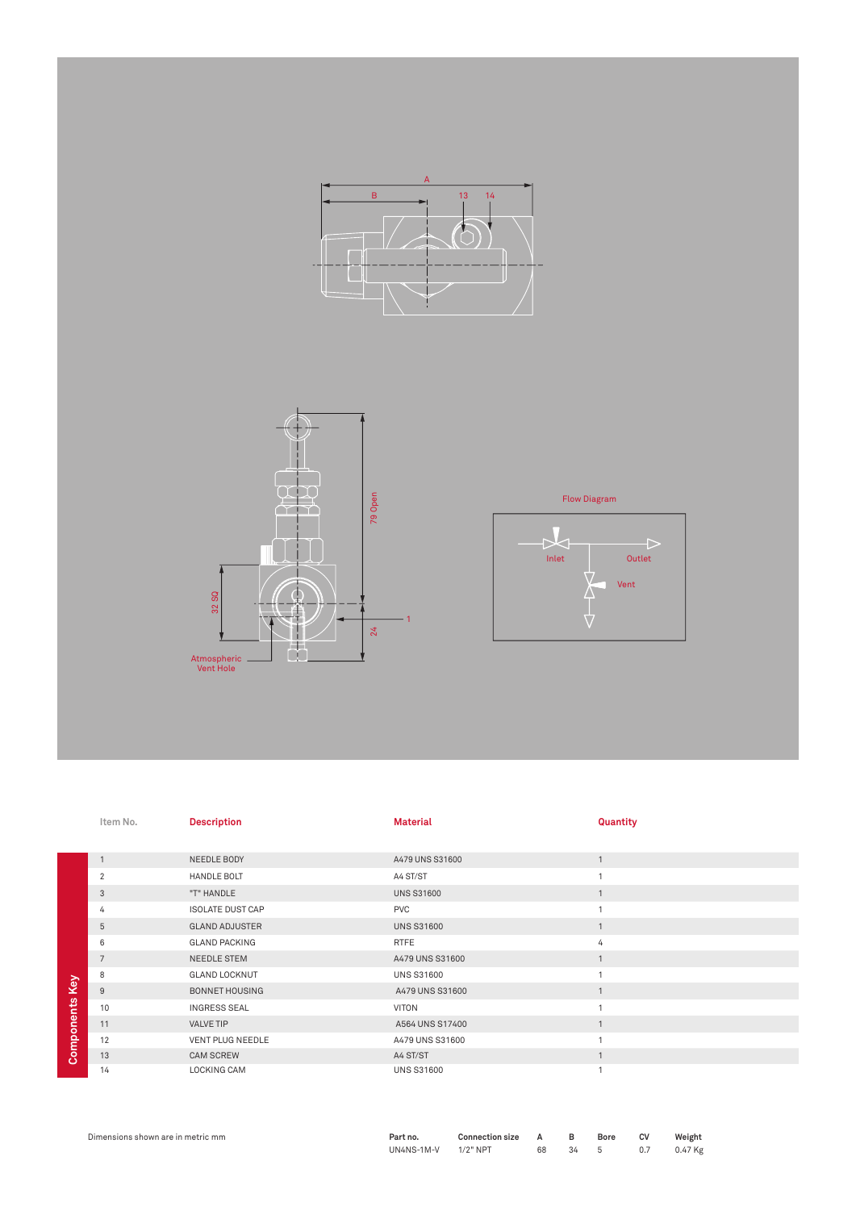A

B

13

14

79 Open

32 SQ

1

24

Atmospheric Vent Hole

Flow Diagram

Inlet

Outlet

Vent

## Components Key

| Item No. | Description | Material | Quantity |
|---|---|---|---|
| 1 | NEEDLE BODY | A479 UNS S31600 | 1 |
| 2 | HANDLE BOLT | A4 ST/ST | 1 |
| 3 | "T" HANDLE | UNS S31600 | 1 |
| 4 | ISOLATE DUST CAP | PVC | 1 |
| 5 | GLAND ADJUSTER | UNS S31600 | 1 |
| 6 | GLAND PACKING | RTFE | 4 |
| 7 | NEEDLE STEM | A479 UNS S31600 | 1 |
| 8 | GLAND LOCKNUT | UNS S31600 | 1 |
| 9 | BONNET HOUSING | A479 UNS S31600 | 1 |
| 10 | INGRESS SEAL | VITON | 1 |
| 11 | VALVE TIP | A564 UNS S17400 | 1 |
| 12 | VENT PLUG NEEDLE | A479 UNS S31600 | 1 |
| 13 | CAM SCREW | A4 ST/ST | 1 |
| 14 | LOCKING CAM | UNS S31600 | 1 |

Dimensions shown are in metric mm

| Part no. | Connection size | A | B | Bore | CV | Weight |
|---|---|---|---|---|---|---|
| UN4NS-1M-V | 1/2" NPT | 68 | 34 | 5 | 0.7 | 0.47 Kg |